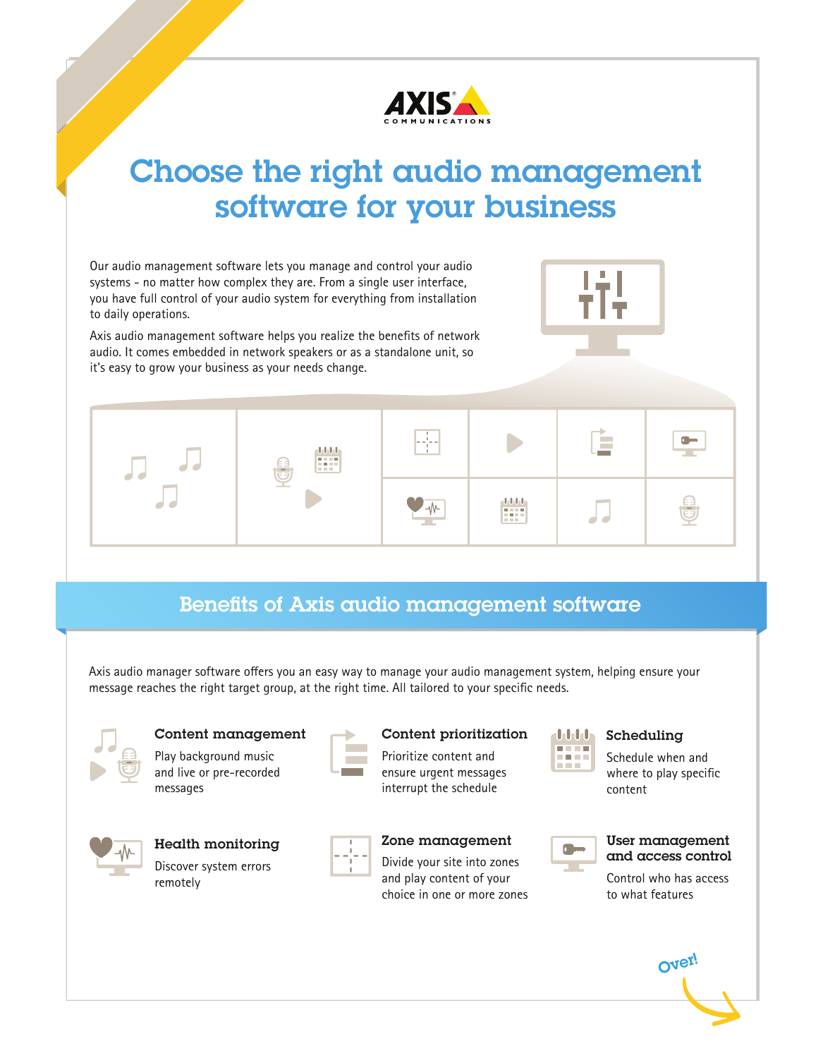AXIS COMMUNICATIONS

# Choose the right audio management software for your business

Our audio management software lets you manage and control your audio systems - no matter how complex they are. From a single user interface, you have full control of your audio system for everything from installation to daily operations.

Axis audio management software helps you realize the benefits of network audio. It comes embedded in network speakers or as a standalone unit, so it's easy to grow your business as your needs change.

## Benefits of Axis audio management software

Axis audio manager software offers you an easy way to manage your audio management system, helping ensure your message reaches the right target group, at the right time. All tailored to your specific needs.

### Content management
Play background music and live or pre-recorded messages

### Content prioritization
Prioritize content and ensure urgent messages interrupt the schedule

### Scheduling
Schedule when and where to play specific content

### Health monitoring
Discover system errors remotely

### Zone management
Divide your site into zones and play content of your choice in one or more zones

### User management and access control
Control who has access to what features

Over!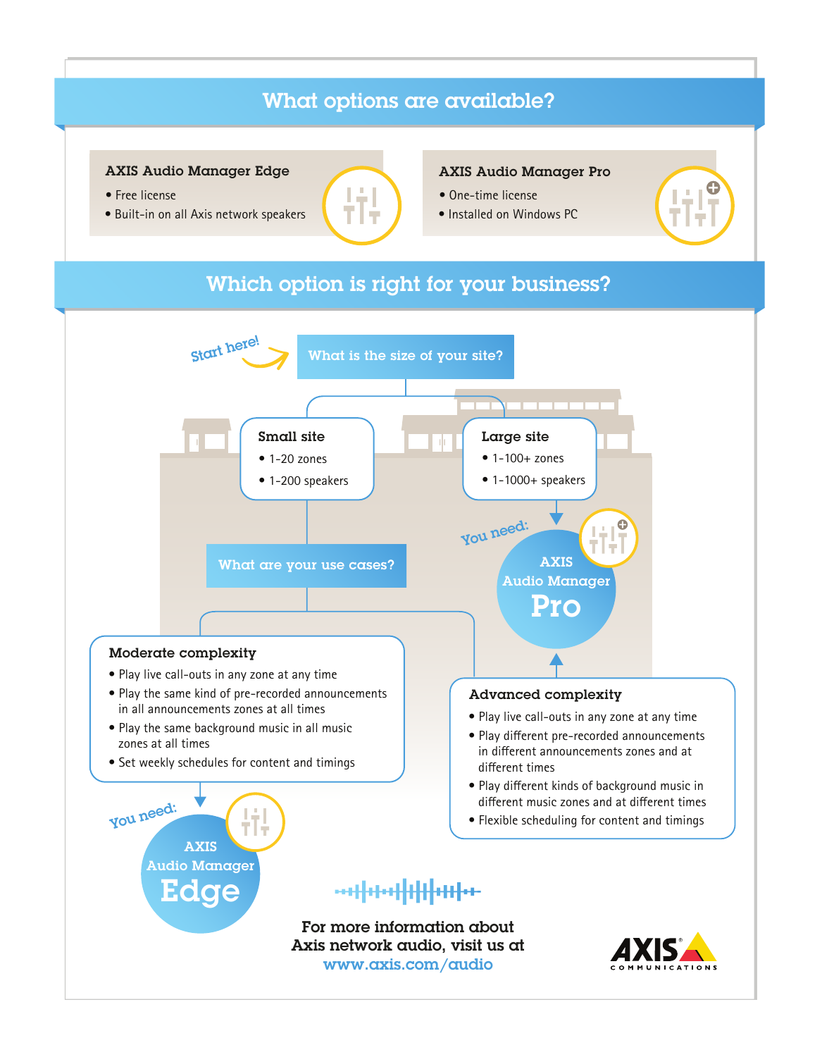## What options are available?

**AXIS Audio Manager Edge**

- Free license
- Built-in on all Axis network speakers

**AXIS Audio Manager Pro**

- One-time license
- Installed on Windows PC

## Which option is right for your business?

Start here!

**What is the size of your site?**

**Small site**

- 1-20 zones
- 1-200 speakers

**Large site**

- 1-100+ zones
- 1-1000+ speakers

You need: AXIS Audio Manager **Pro**

**What are your use cases?**

**Moderate complexity**

- Play live call-outs in any zone at any time
- Play the same kind of pre-recorded announcements in all announcements zones at all times
- Play the same background music in all music zones at all times
- Set weekly schedules for content and timings

You need: AXIS Audio Manager **Edge**

**Advanced complexity**

- Play live call-outs in any zone at any time
- Play different pre-recorded announcements in different announcements zones and at different times
- Play different kinds of background music in different music zones and at different times
- Flexible scheduling for content and timings

You need: AXIS Audio Manager **Pro**

For more information about Axis network audio, visit us at www.axis.com/audio

AXIS COMMUNICATIONS